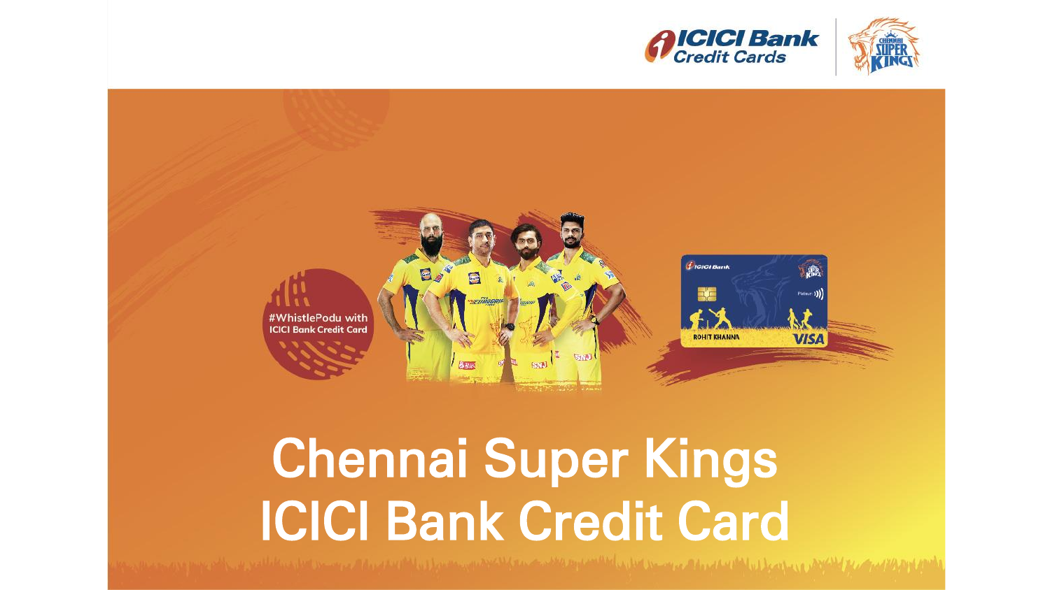ICICI Bank Credit Cards

#WhistlePodu with ICICI Bank Credit Card

# Chennai Super Kings ICICI Bank Credit Card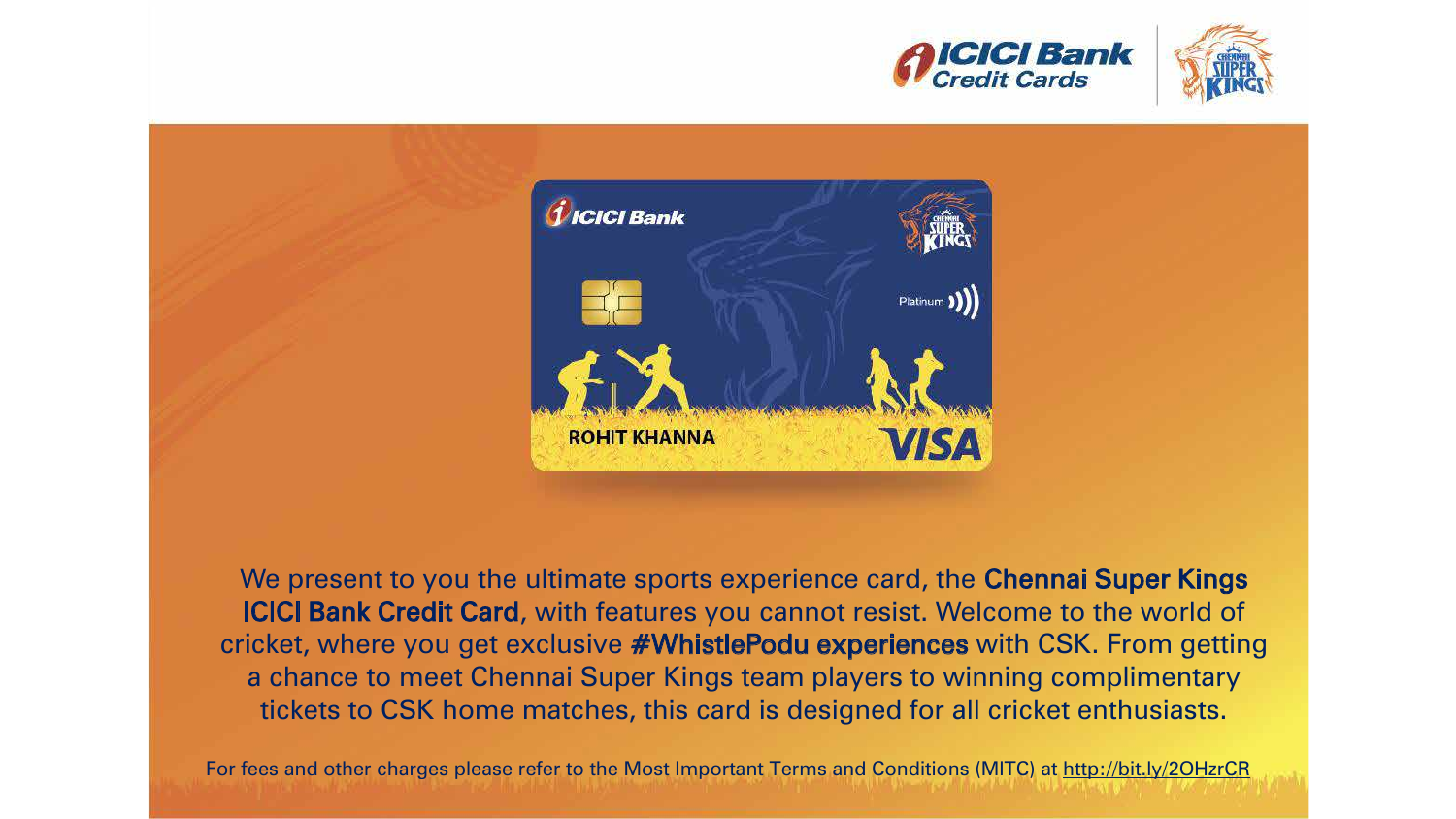We present to you the ultimate sports experience card, the **Chennai Super Kings ICICI Bank Credit Card**, with features you cannot resist. Welcome to the world of cricket, where you get exclusive **#WhistlePodu experiences** with CSK. From getting a chance to meet Chennai Super Kings team players to winning complimentary tickets to CSK home matches, this card is designed for all cricket enthusiasts.

For fees and other charges please refer to the Most Important Terms and Conditions (MITC) at http://bit.ly/2OHzrCR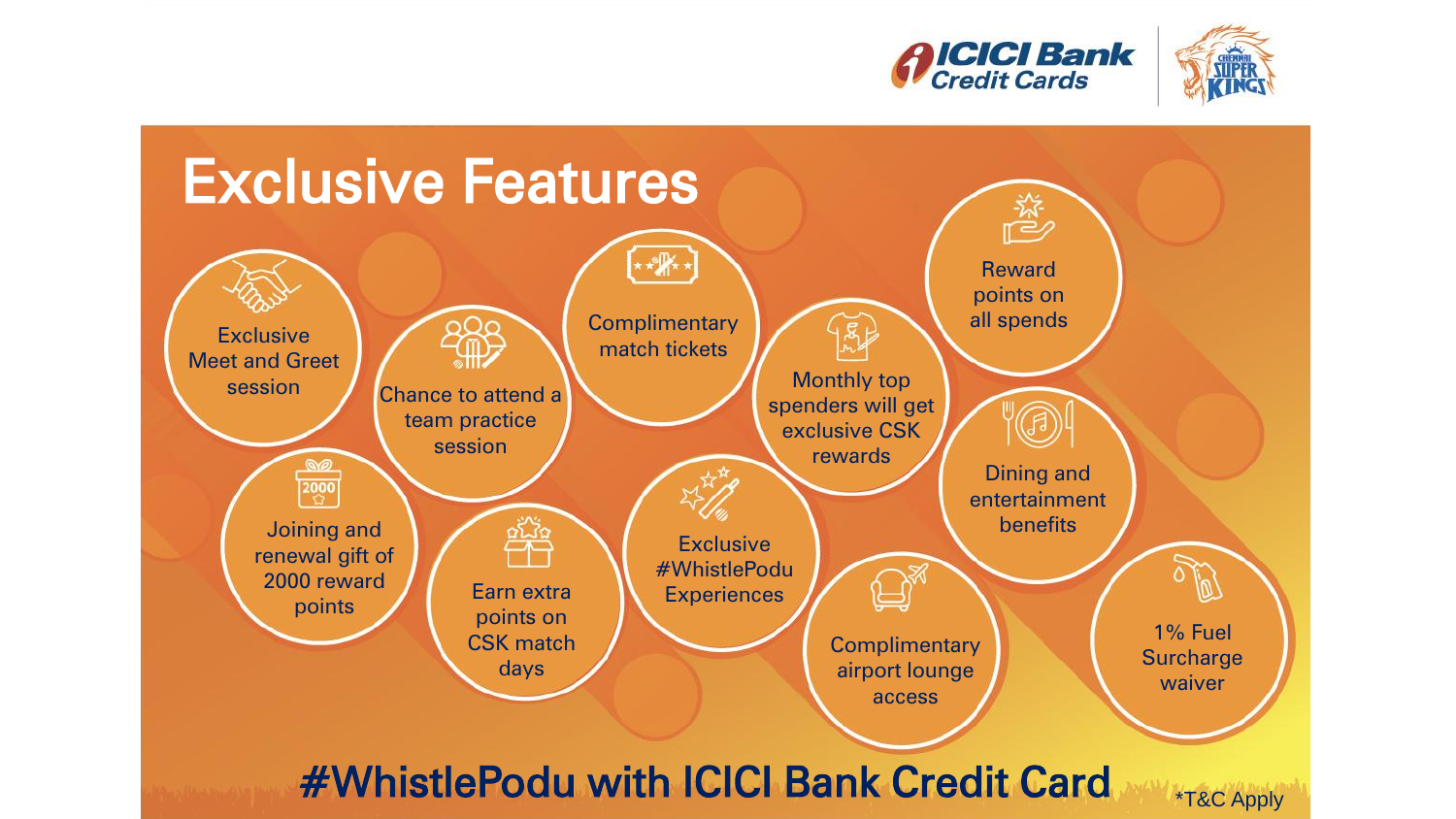# Exclusive Features

- Exclusive Meet and Greet session
- Chance to attend a team practice session
- Complimentary match tickets
- Monthly top spenders will get exclusive CSK rewards
- Reward points on all spends
- Joining and renewal gift of 2000 reward points
- Earn extra points on CSK match days
- Exclusive #WhistlePodu Experiences
- Dining and entertainment benefits
- Complimentary airport lounge access
- 1% Fuel Surcharge waiver

**#WhistlePodu with ICICI Bank Credit Card**

*T&C Apply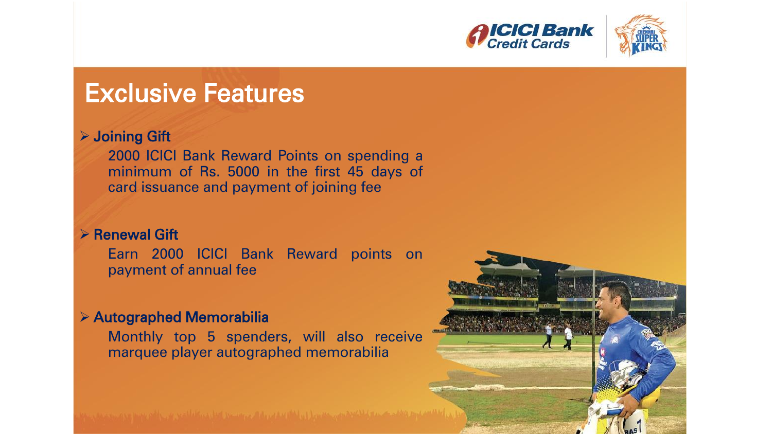# Exclusive Features

- **Joining Gift**
  2000 ICICI Bank Reward Points on spending a minimum of Rs. 5000 in the first 45 days of card issuance and payment of joining fee

- **Renewal Gift**
  Earn 2000 ICICI Bank Reward points on payment of annual fee

- **Autographed Memorabilia**
  Monthly top 5 spenders, will also receive marquee player autographed memorabilia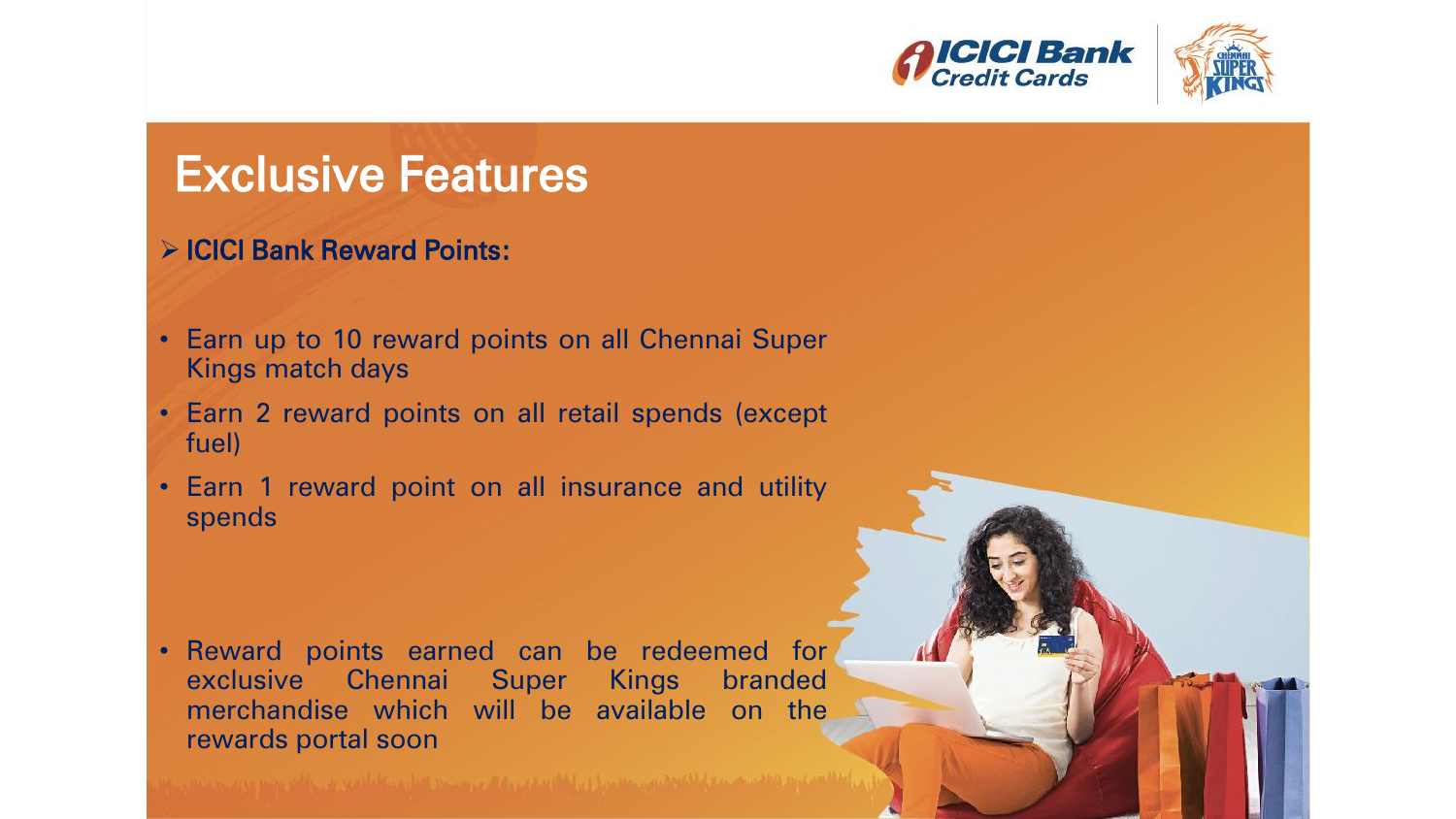# Exclusive Features

- **ICICI Bank Reward Points:**

- Earn up to 10 reward points on all Chennai Super Kings match days
- Earn 2 reward points on all retail spends (except fuel)
- Earn 1 reward point on all insurance and utility spends

- Reward points earned can be redeemed for exclusive Chennai Super Kings branded merchandise which will be available on the rewards portal soon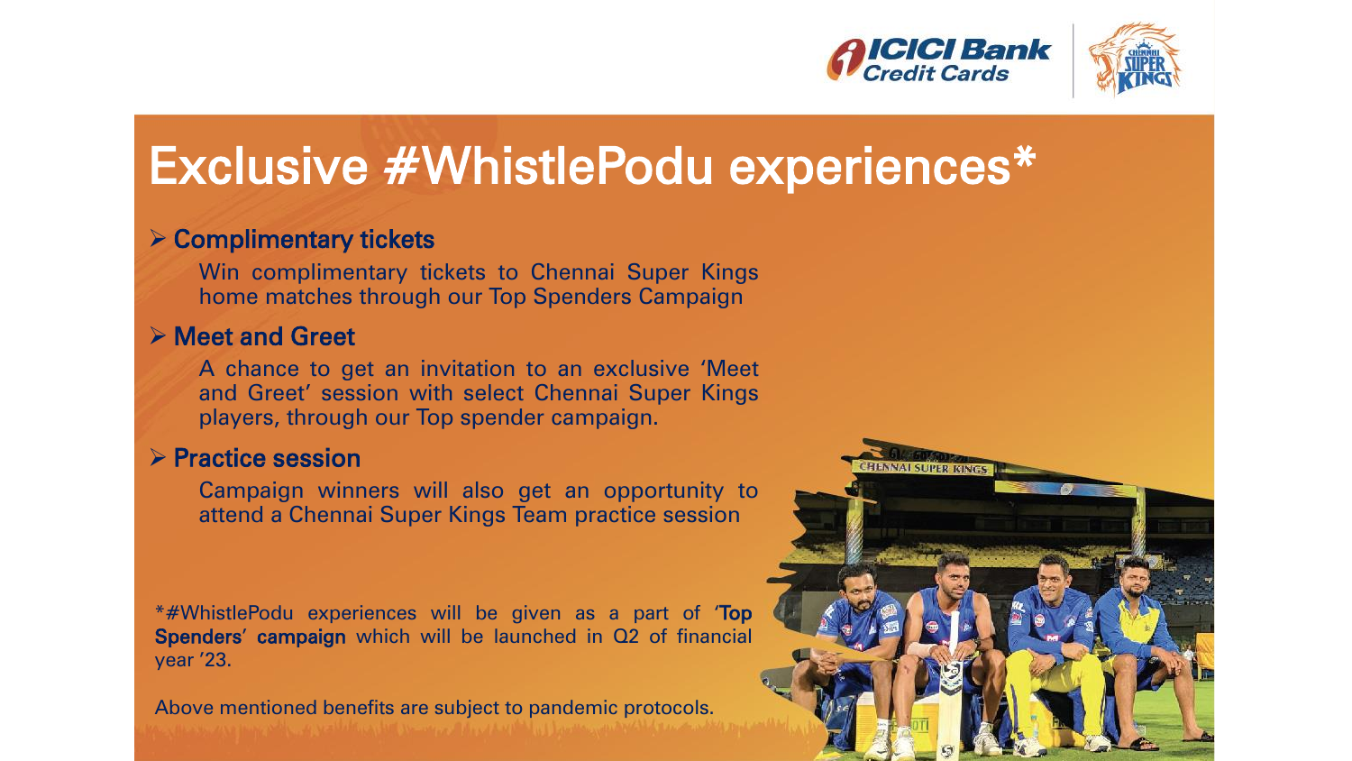# Exclusive #WhistlePodu experiences*

- **Complimentary tickets**

  Win complimentary tickets to Chennai Super Kings home matches through our Top Spenders Campaign

- **Meet and Greet**

  A chance to get an invitation to an exclusive 'Meet and Greet' session with select Chennai Super Kings players, through our Top spender campaign.

- **Practice session**

  Campaign winners will also get an opportunity to attend a Chennai Super Kings Team practice session

*#WhistlePodu experiences will be given as a part of **'Top Spenders' campaign** which will be launched in Q2 of financial year '23.

Above mentioned benefits are subject to pandemic protocols.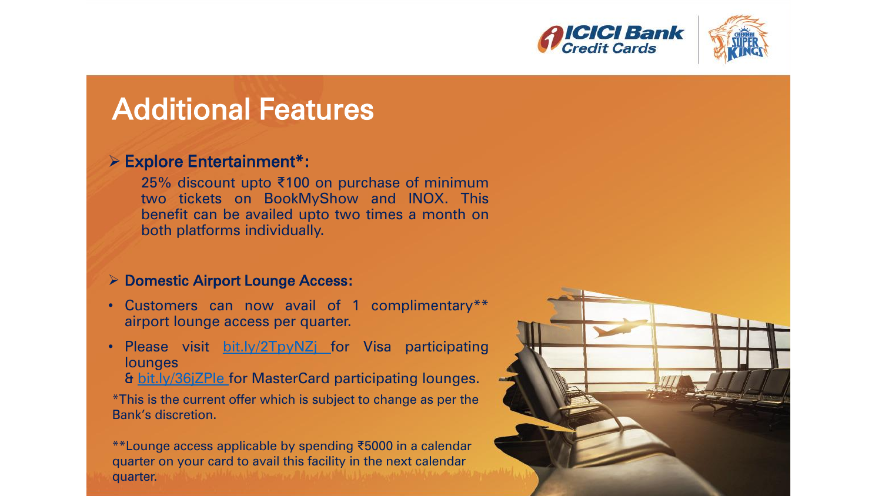# Additional Features

## ➢ Explore Entertainment*:

25% discount upto ₹100 on purchase of minimum two tickets on BookMyShow and INOX. This benefit can be availed upto two times a month on both platforms individually.

## ➢ Domestic Airport Lounge Access:

- Customers can now avail of 1 complimentary** airport lounge access per quarter.
- Please visit bit.ly/2TpyNZj for Visa participating lounges & bit.ly/36jZPIe for MasterCard participating lounges.

*This is the current offer which is subject to change as per the Bank's discretion.

**Lounge access applicable by spending ₹5000 in a calendar quarter on your card to avail this facility in the next calendar quarter.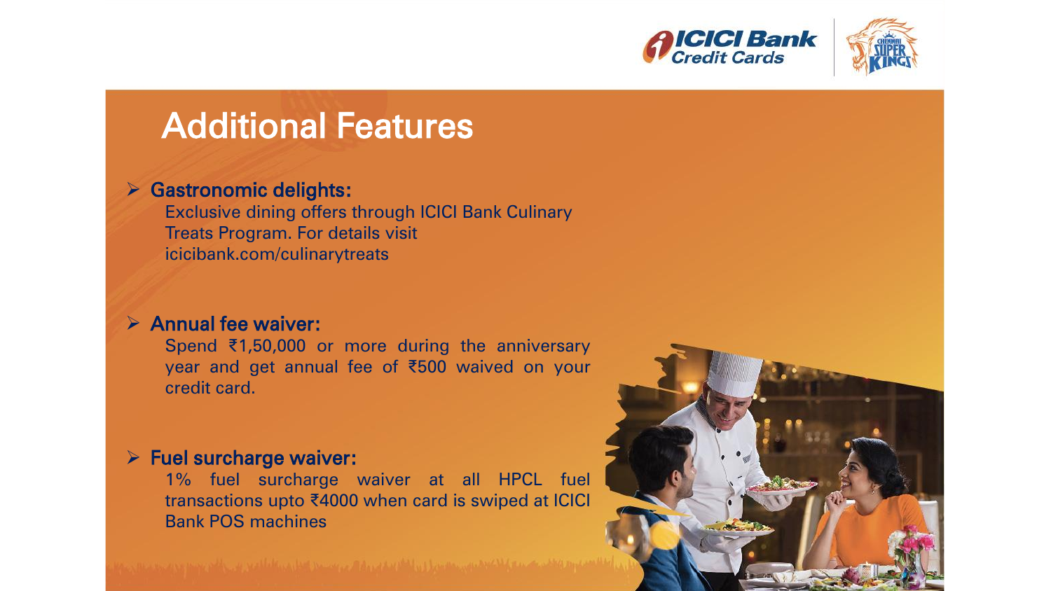# Additional Features

- **Gastronomic delights:**
  Exclusive dining offers through ICICI Bank Culinary Treats Program. For details visit icicibank.com/culinarytreats

- **Annual fee waiver:**
  Spend ₹1,50,000 or more during the anniversary year and get annual fee of ₹500 waived on your credit card.

- **Fuel surcharge waiver:**
  1% fuel surcharge waiver at all HPCL fuel transactions upto ₹4000 when card is swiped at ICICI Bank POS machines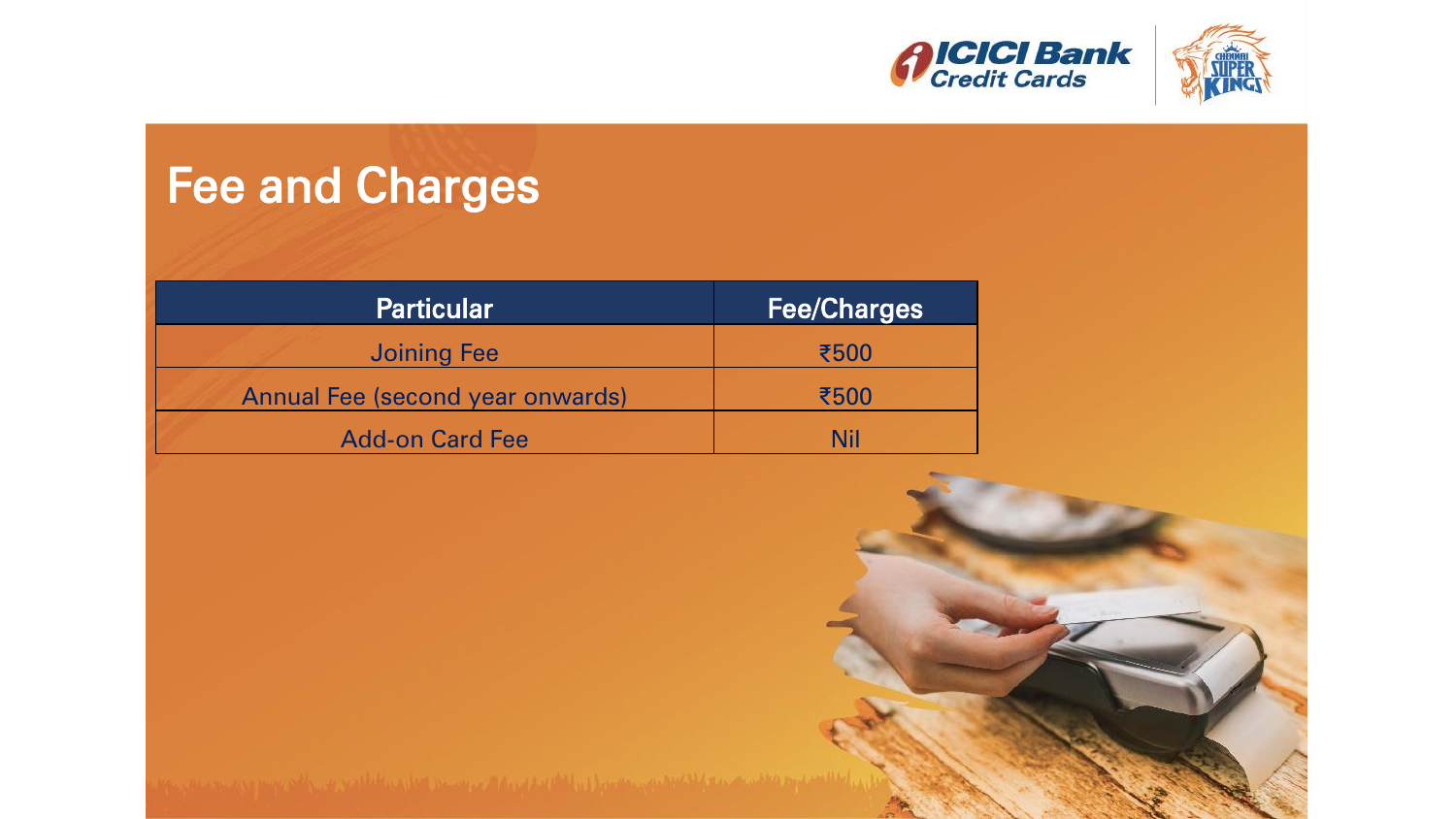# Fee and Charges

| Particular | Fee/Charges |
| --- | --- |
| Joining Fee | ₹500 |
| Annual Fee (second year onwards) | ₹500 |
| Add-on Card Fee | Nil |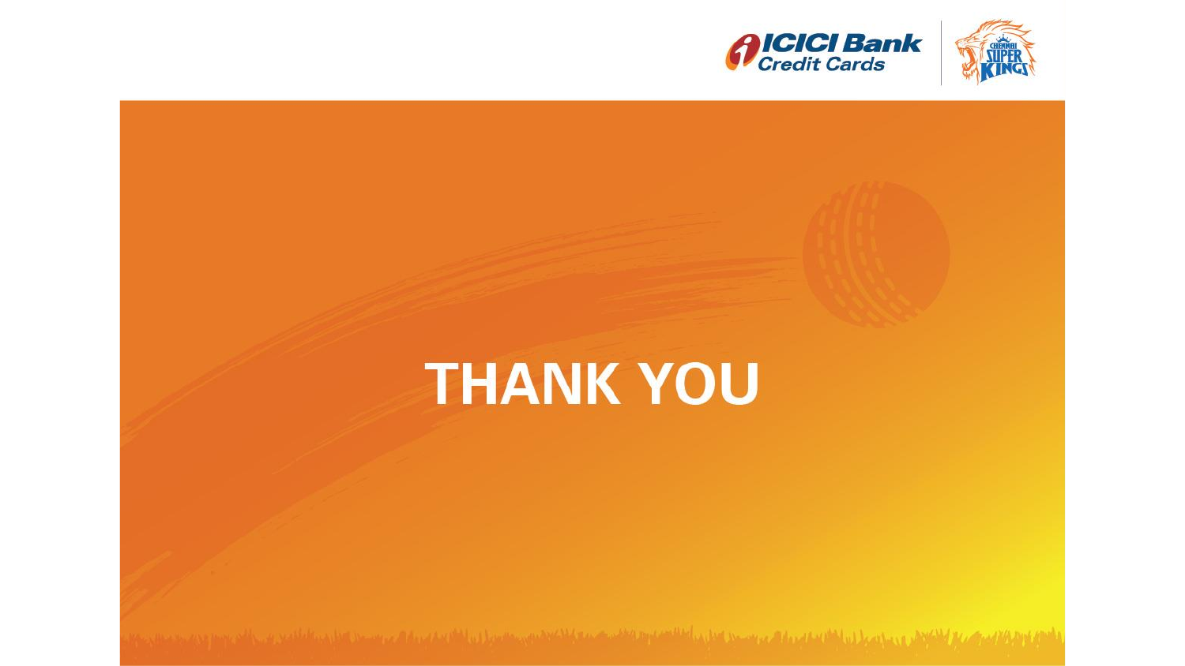# THANK YOU